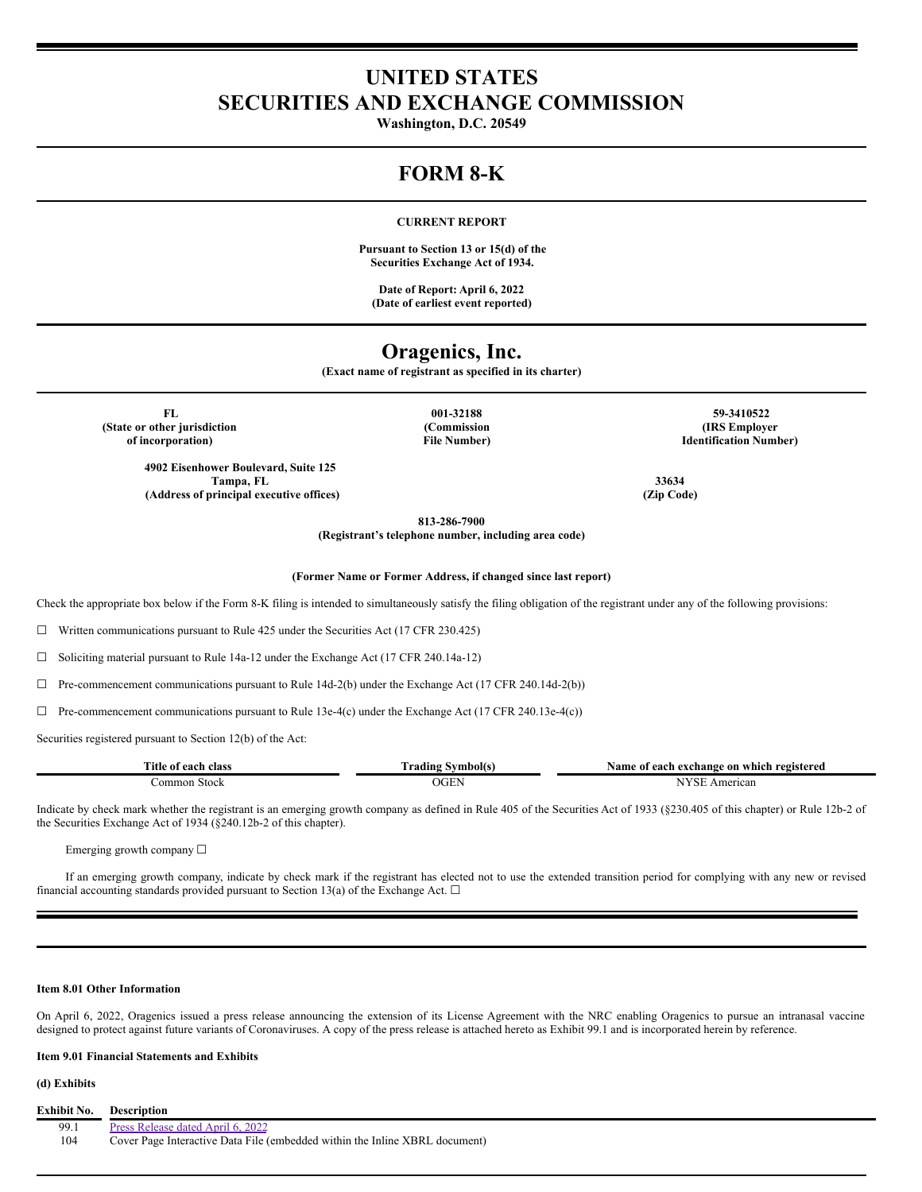# UNITED STATES
# SECURITIES AND EXCHANGE COMMISSION

**Washington, D.C. 20549**

# FORM 8-K

**CURRENT REPORT**

**Pursuant to Section 13 or 15(d) of the Securities Exchange Act of 1934.**

**Date of Report: April 6, 2022**
**(Date of earliest event reported)**

# Oragenics, Inc.

**(Exact name of registrant as specified in its charter)**

| FL | 001-32188 | 59-3410522 |
|---|---|---|
| (State or other jurisdiction of incorporation) | (Commission File Number) | (IRS Employer Identification Number) |

| 4902 Eisenhower Boulevard, Suite 125 Tampa, FL | 33634 |
|---|---|
| (Address of principal executive offices) | (Zip Code) |

**813-286-7900**
**(Registrant's telephone number, including area code)**

**(Former Name or Former Address, if changed since last report)**

Check the appropriate box below if the Form 8-K filing is intended to simultaneously satisfy the filing obligation of the registrant under any of the following provisions:

☐ Written communications pursuant to Rule 425 under the Securities Act (17 CFR 230.425)

☐ Soliciting material pursuant to Rule 14a-12 under the Exchange Act (17 CFR 240.14a-12)

☐ Pre-commencement communications pursuant to Rule 14d-2(b) under the Exchange Act (17 CFR 240.14d-2(b))

☐ Pre-commencement communications pursuant to Rule 13e-4(c) under the Exchange Act (17 CFR 240.13e-4(c))

Securities registered pursuant to Section 12(b) of the Act:

| Title of each class | Trading Symbol(s) | Name of each exchange on which registered |
|---|---|---|
| Common Stock | OGEN | NYSE American |

Indicate by check mark whether the registrant is an emerging growth company as defined in Rule 405 of the Securities Act of 1933 (§230.405 of this chapter) or Rule 12b-2 of the Securities Exchange Act of 1934 (§240.12b-2 of this chapter).

Emerging growth company ☐

If an emerging growth company, indicate by check mark if the registrant has elected not to use the extended transition period for complying with any new or revised financial accounting standards provided pursuant to Section 13(a) of the Exchange Act. ☐

**Item 8.01 Other Information**

On April 6, 2022, Oragenics issued a press release announcing the extension of its License Agreement with the NRC enabling Oragenics to pursue an intranasal vaccine designed to protect against future variants of Coronaviruses. A copy of the press release is attached hereto as Exhibit 99.1 and is incorporated herein by reference.

**Item 9.01 Financial Statements and Exhibits**

**(d) Exhibits**

| Exhibit No. | Description |
|---|---|
| 99.1 | Press Release dated April 6, 2022 |
| 104 | Cover Page Interactive Data File (embedded within the Inline XBRL document) |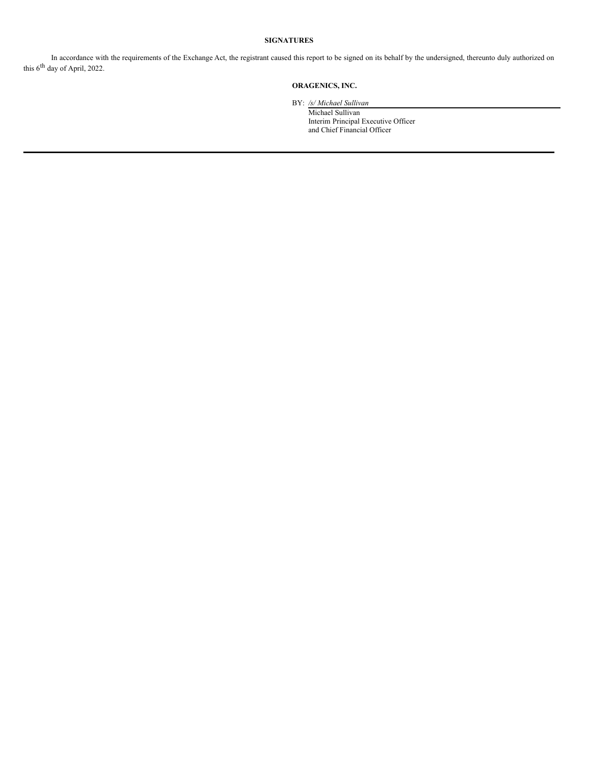**SIGNATURES**

In accordance with the requirements of the Exchange Act, the registrant caused this report to be signed on its behalf by the undersigned, thereunto duly authorized on this 6th day of April, 2022.

**ORAGENICS, INC.**

BY: */s/ Michael Sullivan*
Michael Sullivan
Interim Principal Executive Officer
and Chief Financial Officer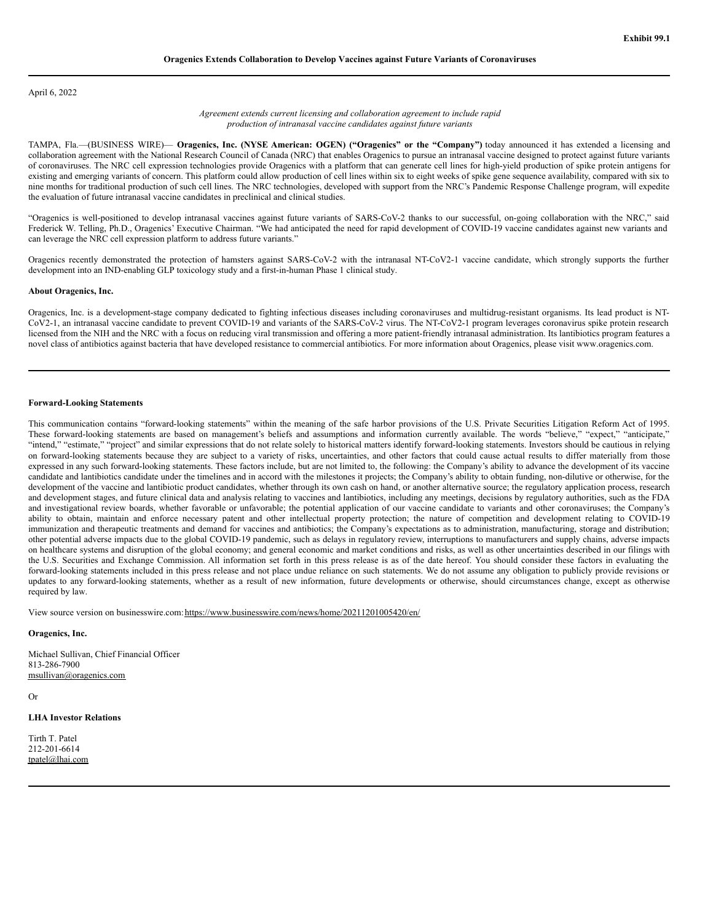**Exhibit 99.1**

**Oragenics Extends Collaboration to Develop Vaccines against Future Variants of Coronaviruses**

---

April 6, 2022

*Agreement extends current licensing and collaboration agreement to include rapid production of intranasal vaccine candidates against future variants*

TAMPA, Fla.—(BUSINESS WIRE)— **Oragenics, Inc. (NYSE American: OGEN) ("Oragenics" or the "Company")** today announced it has extended a licensing and collaboration agreement with the National Research Council of Canada (NRC) that enables Oragenics to pursue an intranasal vaccine designed to protect against future variants of coronaviruses. The NRC cell expression technologies provide Oragenics with a platform that can generate cell lines for high-yield production of spike protein antigens for existing and emerging variants of concern. This platform could allow production of cell lines within six to eight weeks of spike gene sequence availability, compared with six to nine months for traditional production of such cell lines. The NRC technologies, developed with support from the NRC's Pandemic Response Challenge program, will expedite the evaluation of future intranasal vaccine candidates in preclinical and clinical studies.

"Oragenics is well-positioned to develop intranasal vaccines against future variants of SARS-CoV-2 thanks to our successful, on-going collaboration with the NRC," said Frederick W. Telling, Ph.D., Oragenics' Executive Chairman. "We had anticipated the need for rapid development of COVID-19 vaccine candidates against new variants and can leverage the NRC cell expression platform to address future variants."

Oragenics recently demonstrated the protection of hamsters against SARS-CoV-2 with the intranasal NT-CoV2-1 vaccine candidate, which strongly supports the further development into an IND-enabling GLP toxicology study and a first-in-human Phase 1 clinical study.

**About Oragenics, Inc.**

Oragenics, Inc. is a development-stage company dedicated to fighting infectious diseases including coronaviruses and multidrug-resistant organisms. Its lead product is NT-CoV2-1, an intranasal vaccine candidate to prevent COVID-19 and variants of the SARS-CoV-2 virus. The NT-CoV2-1 program leverages coronavirus spike protein research licensed from the NIH and the NRC with a focus on reducing viral transmission and offering a more patient-friendly intranasal administration. Its lantibiotics program features a novel class of antibiotics against bacteria that have developed resistance to commercial antibiotics. For more information about Oragenics, please visit www.oragenics.com.

---

**Forward-Looking Statements**

This communication contains "forward-looking statements" within the meaning of the safe harbor provisions of the U.S. Private Securities Litigation Reform Act of 1995. These forward-looking statements are based on management's beliefs and assumptions and information currently available. The words "believe," "expect," "anticipate," "intend," "estimate," "project" and similar expressions that do not relate solely to historical matters identify forward-looking statements. Investors should be cautious in relying on forward-looking statements because they are subject to a variety of risks, uncertainties, and other factors that could cause actual results to differ materially from those expressed in any such forward-looking statements. These factors include, but are not limited to, the following: the Company's ability to advance the development of its vaccine candidate and lantibiotics candidate under the timelines and in accord with the milestones it projects; the Company's ability to obtain funding, non-dilutive or otherwise, for the development of the vaccine and lantibiotic product candidates, whether through its own cash on hand, or another alternative source; the regulatory application process, research and development stages, and future clinical data and analysis relating to vaccines and lantibiotics, including any meetings, decisions by regulatory authorities, such as the FDA and investigational review boards, whether favorable or unfavorable; the potential application of our vaccine candidate to variants and other coronaviruses; the Company's ability to obtain, maintain and enforce necessary patent and other intellectual property protection; the nature of competition and development relating to COVID-19 immunization and therapeutic treatments and demand for vaccines and antibiotics; the Company's expectations as to administration, manufacturing, storage and distribution; other potential adverse impacts due to the global COVID-19 pandemic, such as delays in regulatory review, interruptions to manufacturers and supply chains, adverse impacts on healthcare systems and disruption of the global economy; and general economic and market conditions and risks, as well as other uncertainties described in our filings with the U.S. Securities and Exchange Commission. All information set forth in this press release is as of the date hereof. You should consider these factors in evaluating the forward-looking statements included in this press release and not place undue reliance on such statements. We do not assume any obligation to publicly provide revisions or updates to any forward-looking statements, whether as a result of new information, future developments or otherwise, should circumstances change, except as otherwise required by law.

View source version on businesswire.com: https://www.businesswire.com/news/home/20211201005420/en/

**Oragenics, Inc.**

Michael Sullivan, Chief Financial Officer
813-286-7900
msullivan@oragenics.com

Or

**LHA Investor Relations**

Tirth T. Patel
212-201-6614
tpatel@lhai.com